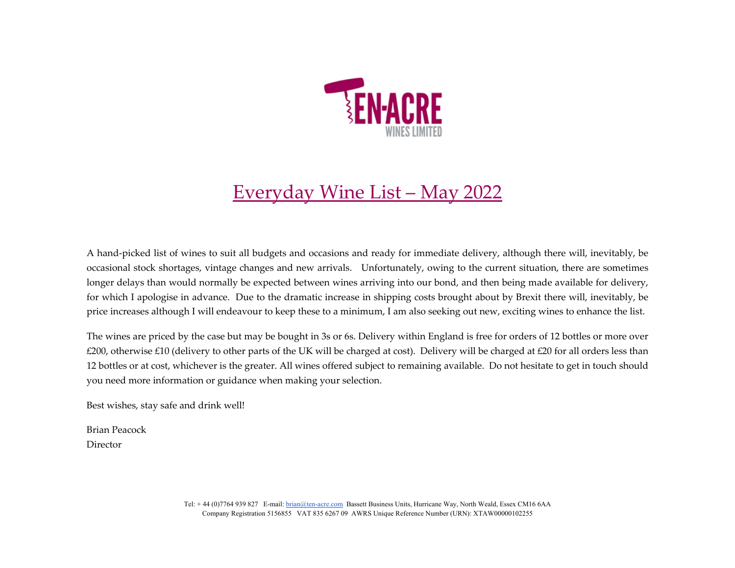TEN-ACRE
WINES LIMITED

# Everyday Wine List – May 2022

A hand-picked list of wines to suit all budgets and occasions and ready for immediate delivery, although there will, inevitably, be occasional stock shortages, vintage changes and new arrivals. Unfortunately, owing to the current situation, there are sometimes longer delays than would normally be expected between wines arriving into our bond, and then being made available for delivery, for which I apologise in advance. Due to the dramatic increase in shipping costs brought about by Brexit there will, inevitably, be price increases although I will endeavour to keep these to a minimum, I am also seeking out new, exciting wines to enhance the list.

The wines are priced by the case but may be bought in 3s or 6s. Delivery within England is free for orders of 12 bottles or more over £200, otherwise £10 (delivery to other parts of the UK will be charged at cost). Delivery will be charged at £20 for all orders less than 12 bottles or at cost, whichever is the greater. All wines offered subject to remaining available. Do not hesitate to get in touch should you need more information or guidance when making your selection.

Best wishes, stay safe and drink well!

Brian Peacock
Director

Tel: + 44 (0)7764 939 827 E-mail: brian@ten-acre.com Bassett Business Units, Hurricane Way, North Weald, Essex CM16 6AA
Company Registration 5156855 VAT 835 6267 09 AWRS Unique Reference Number (URN): XTAW00000102255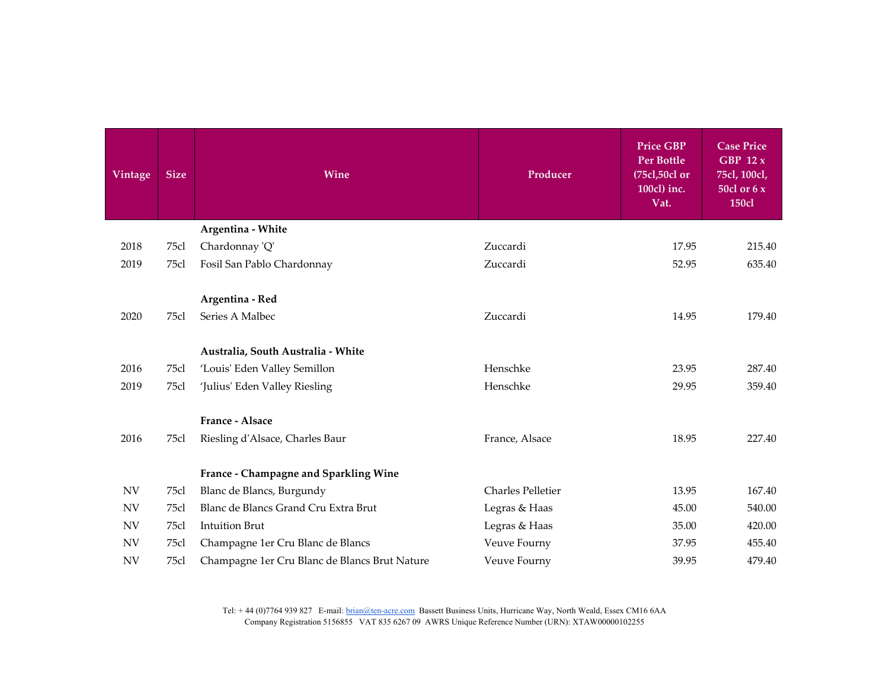| Vintage | Size | Wine | Producer | Price GBP Per Bottle (75cl,50cl or 100cl) inc. Vat. | Case Price GBP 12 x 75cl, 100cl, 50cl or 6 x 150cl |
|---|---|---|---|---|---|
| | | **Argentina - White** | | | |
| 2018 | 75cl | Chardonnay 'Q' | Zuccardi | 17.95 | 215.40 |
| 2019 | 75cl | Fosil San Pablo Chardonnay | Zuccardi | 52.95 | 635.40 |
| | | **Argentina - Red** | | | |
| 2020 | 75cl | Series A Malbec | Zuccardi | 14.95 | 179.40 |
| | | **Australia, South Australia - White** | | | |
| 2016 | 75cl | 'Louis' Eden Valley Semillon | Henschke | 23.95 | 287.40 |
| 2019 | 75cl | 'Julius' Eden Valley Riesling | Henschke | 29.95 | 359.40 |
| | | **France - Alsace** | | | |
| 2016 | 75cl | Riesling d'Alsace, Charles Baur | France, Alsace | 18.95 | 227.40 |
| | | **France - Champagne and Sparkling Wine** | | | |
| NV | 75cl | Blanc de Blancs, Burgundy | Charles Pelletier | 13.95 | 167.40 |
| NV | 75cl | Blanc de Blancs Grand Cru Extra Brut | Legras & Haas | 45.00 | 540.00 |
| NV | 75cl | Intuition Brut | Legras & Haas | 35.00 | 420.00 |
| NV | 75cl | Champagne 1er Cru Blanc de Blancs | Veuve Fourny | 37.95 | 455.40 |
| NV | 75cl | Champagne 1er Cru Blanc de Blancs Brut Nature | Veuve Fourny | 39.95 | 479.40 |

Tel: + 44 (0)7764 939 827 E-mail: brian@ten-acre.com Bassett Business Units, Hurricane Way, North Weald, Essex CM16 6AA
Company Registration 5156855 VAT 835 6267 09 AWRS Unique Reference Number (URN): XTAW00000102255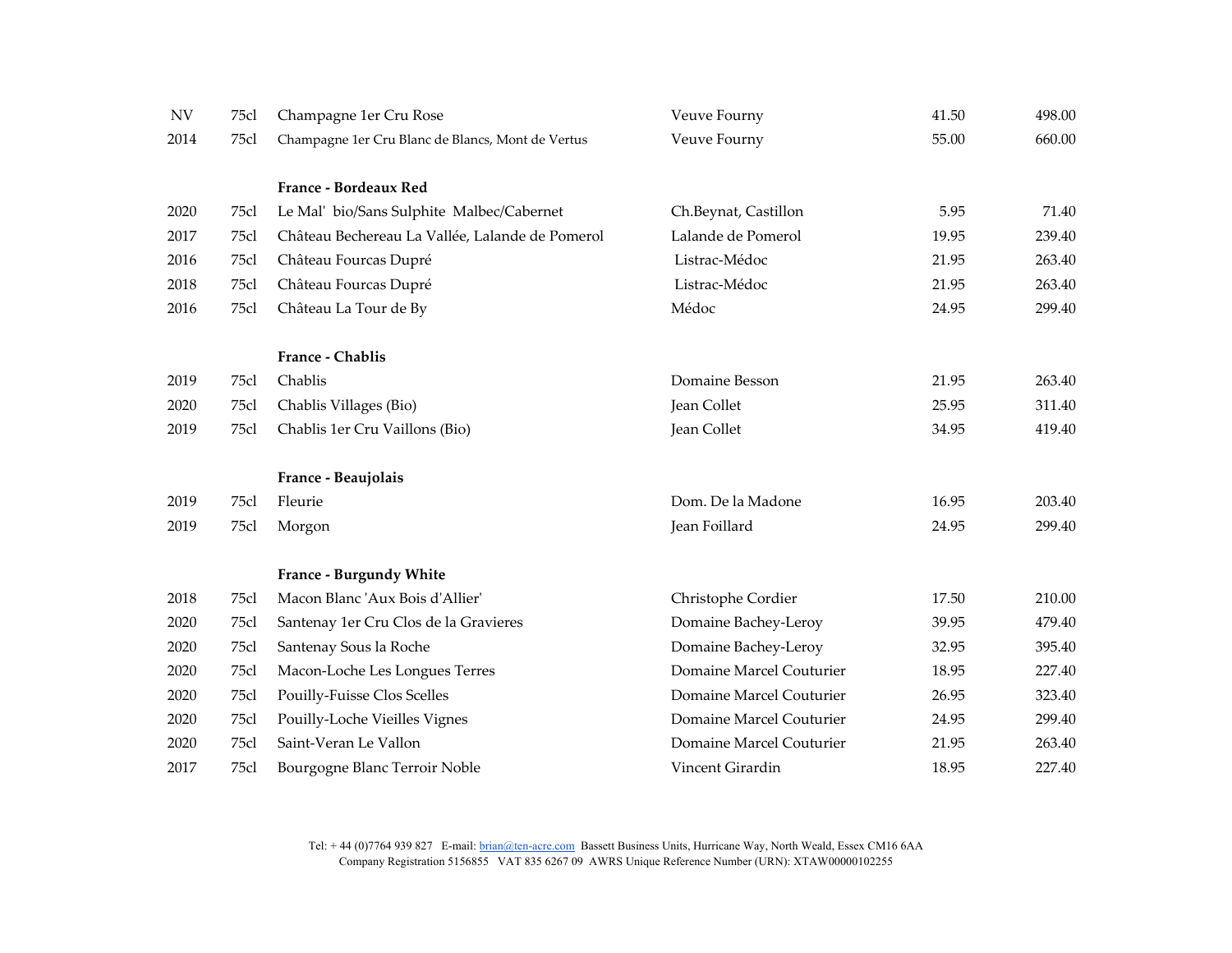| | | | | | |
|---|---|---|---|---|---|
| NV | 75cl | Champagne 1er Cru Rose | Veuve Fourny | 41.50 | 498.00 |
| 2014 | 75cl | Champagne 1er Cru Blanc de Blancs, Mont de Vertus | Veuve Fourny | 55.00 | 660.00 |
| | | **France - Bordeaux Red** | | | |
| 2020 | 75cl | Le Mal' bio/Sans Sulphite Malbec/Cabernet | Ch.Beynat, Castillon | 5.95 | 71.40 |
| 2017 | 75cl | Château Bechereau La Vallée, Lalande de Pomerol | Lalande de Pomerol | 19.95 | 239.40 |
| 2016 | 75cl | Château Fourcas Dupré | Listrac-Médoc | 21.95 | 263.40 |
| 2018 | 75cl | Château Fourcas Dupré | Listrac-Médoc | 21.95 | 263.40 |
| 2016 | 75cl | Château La Tour de By | Médoc | 24.95 | 299.40 |
| | | **France - Chablis** | | | |
| 2019 | 75cl | Chablis | Domaine Besson | 21.95 | 263.40 |
| 2020 | 75cl | Chablis Villages (Bio) | Jean Collet | 25.95 | 311.40 |
| 2019 | 75cl | Chablis 1er Cru Vaillons (Bio) | Jean Collet | 34.95 | 419.40 |
| | | **France - Beaujolais** | | | |
| 2019 | 75cl | Fleurie | Dom. De la Madone | 16.95 | 203.40 |
| 2019 | 75cl | Morgon | Jean Foillard | 24.95 | 299.40 |
| | | **France - Burgundy White** | | | |
| 2018 | 75cl | Macon Blanc 'Aux Bois d'Allier' | Christophe Cordier | 17.50 | 210.00 |
| 2020 | 75cl | Santenay 1er Cru Clos de la Gravieres | Domaine Bachey-Leroy | 39.95 | 479.40 |
| 2020 | 75cl | Santenay Sous la Roche | Domaine Bachey-Leroy | 32.95 | 395.40 |
| 2020 | 75cl | Macon-Loche Les Longues Terres | Domaine Marcel Couturier | 18.95 | 227.40 |
| 2020 | 75cl | Pouilly-Fuisse Clos Scelles | Domaine Marcel Couturier | 26.95 | 323.40 |
| 2020 | 75cl | Pouilly-Loche Vieilles Vignes | Domaine Marcel Couturier | 24.95 | 299.40 |
| 2020 | 75cl | Saint-Veran Le Vallon | Domaine Marcel Couturier | 21.95 | 263.40 |
| 2017 | 75cl | Bourgogne Blanc Terroir Noble | Vincent Girardin | 18.95 | 227.40 |

Tel: + 44 (0)7764 939 827 E-mail: brian@ten-acre.com Bassett Business Units, Hurricane Way, North Weald, Essex CM16 6AA
Company Registration 5156855 VAT 835 6267 09 AWRS Unique Reference Number (URN): XTAW00000102255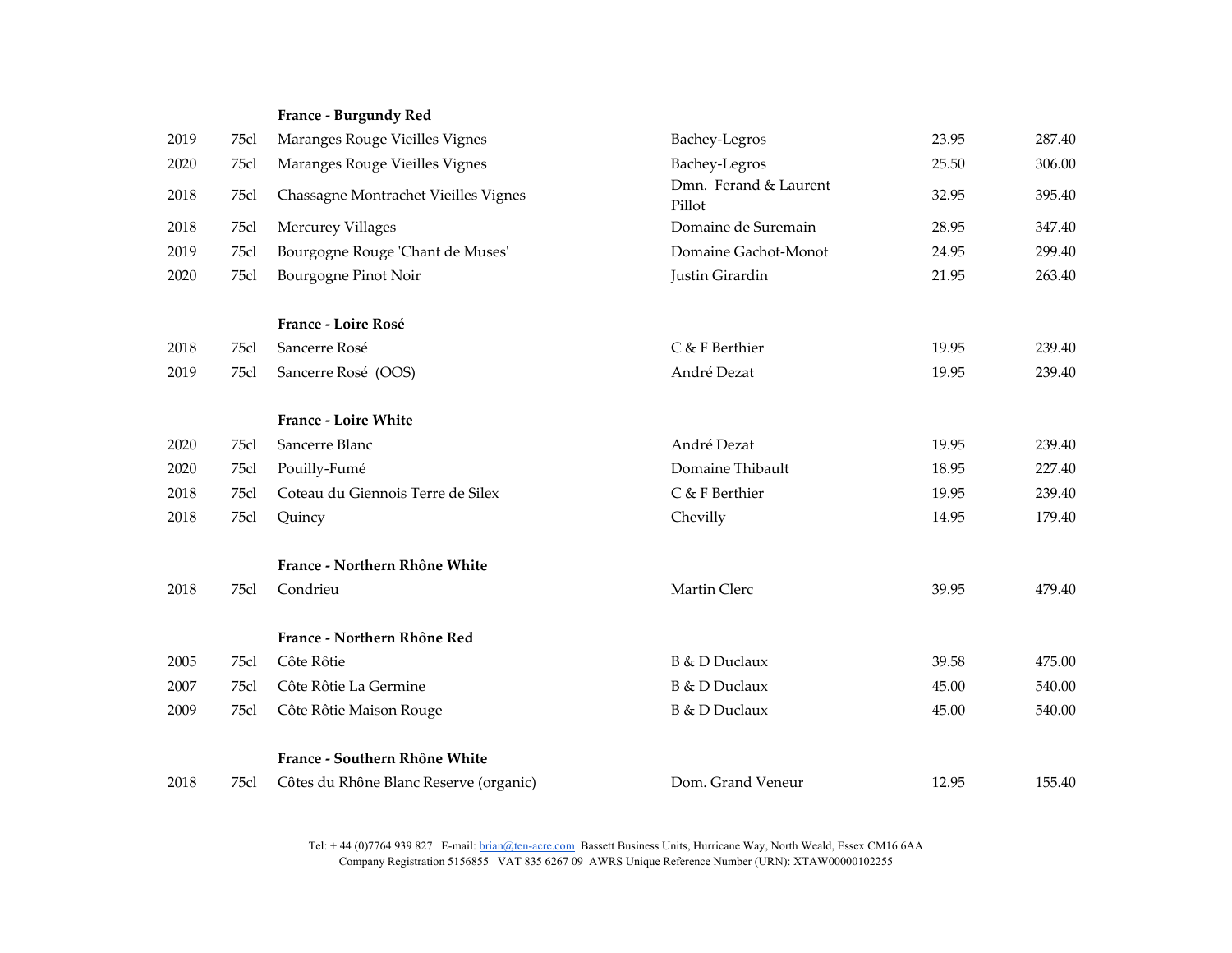| | | | | | |
|---|---|---|---|---|---|
| | | **France - Burgundy Red** | | | |
| 2019 | 75cl | Maranges Rouge Vieilles Vignes | Bachey-Legros | 23.95 | 287.40 |
| 2020 | 75cl | Maranges Rouge Vieilles Vignes | Bachey-Legros | 25.50 | 306.00 |
| 2018 | 75cl | Chassagne Montrachet Vieilles Vignes | Dmn. Ferand & Laurent Pillot | 32.95 | 395.40 |
| 2018 | 75cl | Mercurey Villages | Domaine de Suremain | 28.95 | 347.40 |
| 2019 | 75cl | Bourgogne Rouge 'Chant de Muses' | Domaine Gachot-Monot | 24.95 | 299.40 |
| 2020 | 75cl | Bourgogne Pinot Noir | Justin Girardin | 21.95 | 263.40 |
| | | **France - Loire Rosé** | | | |
| 2018 | 75cl | Sancerre Rosé | C & F Berthier | 19.95 | 239.40 |
| 2019 | 75cl | Sancerre Rosé (OOS) | André Dezat | 19.95 | 239.40 |
| | | **France - Loire White** | | | |
| 2020 | 75cl | Sancerre Blanc | André Dezat | 19.95 | 239.40 |
| 2020 | 75cl | Pouilly-Fumé | Domaine Thibault | 18.95 | 227.40 |
| 2018 | 75cl | Coteau du Giennois Terre de Silex | C & F Berthier | 19.95 | 239.40 |
| 2018 | 75cl | Quincy | Chevilly | 14.95 | 179.40 |
| | | **France - Northern Rhône White** | | | |
| 2018 | 75cl | Condrieu | Martin Clerc | 39.95 | 479.40 |
| | | **France - Northern Rhône Red** | | | |
| 2005 | 75cl | Côte Rôtie | B & D Duclaux | 39.58 | 475.00 |
| 2007 | 75cl | Côte Rôtie La Germine | B & D Duclaux | 45.00 | 540.00 |
| 2009 | 75cl | Côte Rôtie Maison Rouge | B & D Duclaux | 45.00 | 540.00 |
| | | **France - Southern Rhône White** | | | |
| 2018 | 75cl | Côtes du Rhône Blanc Reserve (organic) | Dom. Grand Veneur | 12.95 | 155.40 |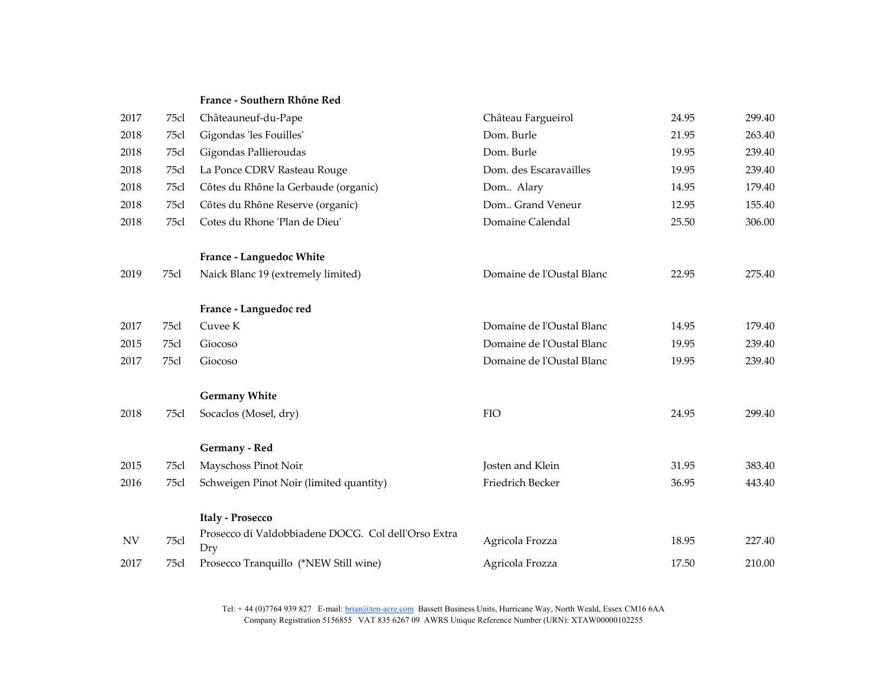| | | | | | |
|---|---|---|---|---|---|
| | | **France - Southern Rhône Red** | | | |
| 2017 | 75cl | Châteauneuf-du-Pape | Château Fargueirol | 24.95 | 299.40 |
| 2018 | 75cl | Gigondas 'les Fouilles' | Dom. Burle | 21.95 | 263.40 |
| 2018 | 75cl | Gigondas Pallieroudas | Dom. Burle | 19.95 | 239.40 |
| 2018 | 75cl | La Ponce CDRV Rasteau Rouge | Dom. des Escaravailles | 19.95 | 239.40 |
| 2018 | 75cl | Côtes du Rhône la Gerbaude (organic) | Dom.. Alary | 14.95 | 179.40 |
| 2018 | 75cl | Côtes du Rhône Reserve (organic) | Dom.. Grand Veneur | 12.95 | 155.40 |
| 2018 | 75cl | Cotes du Rhone 'Plan de Dieu' | Domaine Calendal | 25.50 | 306.00 |
| | | **France - Languedoc White** | | | |
| 2019 | 75cl | Naick Blanc 19 (extremely limited) | Domaine de l'Oustal Blanc | 22.95 | 275.40 |
| | | **France - Languedoc red** | | | |
| 2017 | 75cl | Cuvee K | Domaine de l'Oustal Blanc | 14.95 | 179.40 |
| 2015 | 75cl | Giocoso | Domaine de l'Oustal Blanc | 19.95 | 239.40 |
| 2017 | 75cl | Giocoso | Domaine de l'Oustal Blanc | 19.95 | 239.40 |
| | | **Germany White** | | | |
| 2018 | 75cl | Socaclos (Mosel, dry) | FIO | 24.95 | 299.40 |
| | | **Germany - Red** | | | |
| 2015 | 75cl | Mayschoss Pinot Noir | Josten and Klein | 31.95 | 383.40 |
| 2016 | 75cl | Schweigen Pinot Noir (limited quantity) | Friedrich Becker | 36.95 | 443.40 |
| | | **Italy - Prosecco** | | | |
| NV | 75cl | Prosecco di Valdobbiadene DOCG. Col dell'Orso Extra Dry | Agricola Frozza | 18.95 | 227.40 |
| 2017 | 75cl | Prosecco Tranquillo (*NEW Still wine) | Agricola Frozza | 17.50 | 210.00 |

Tel: + 44 (0)7764 939 827 E-mail: brian@ten-acre.com Bassett Business Units, Hurricane Way, North Weald, Essex CM16 6AA
Company Registration 5156855 VAT 835 6267 09 AWRS Unique Reference Number (URN): XTAW00000102255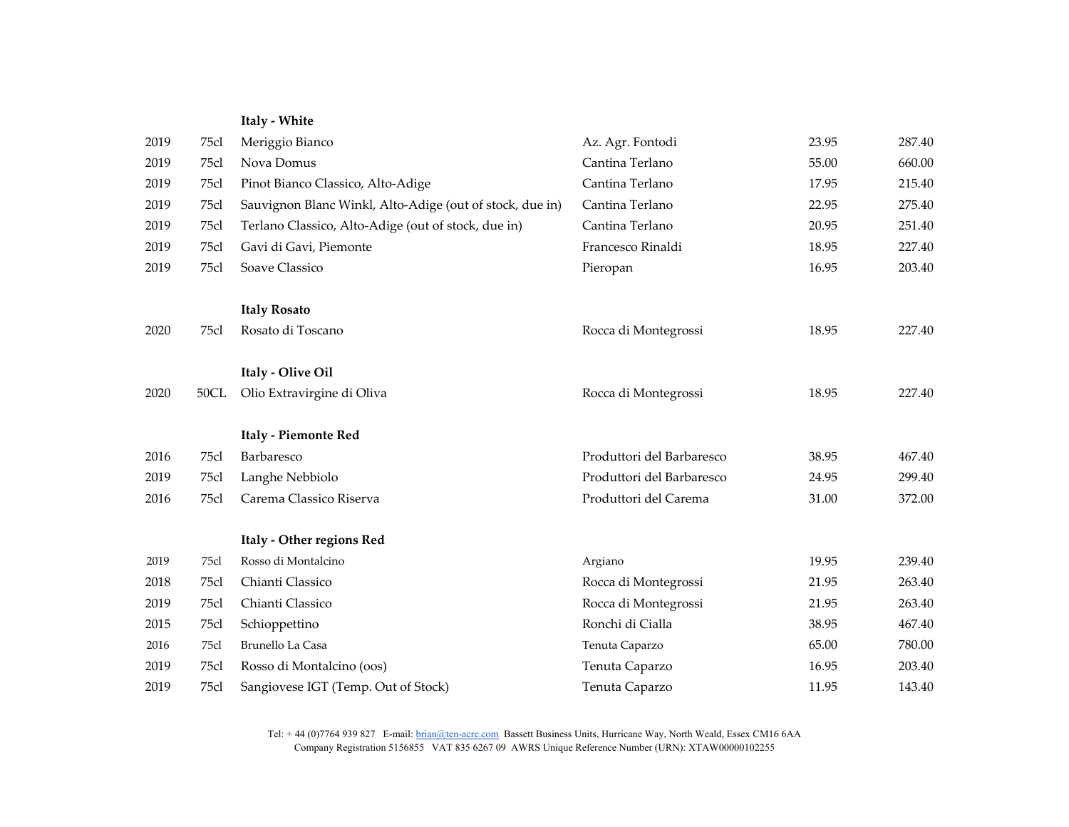| | | | | | |
|---|---|---|---|---|---|
| | | **Italy - White** | | | |
| 2019 | 75cl | Meriggio Bianco | Az. Agr. Fontodi | 23.95 | 287.40 |
| 2019 | 75cl | Nova Domus | Cantina Terlano | 55.00 | 660.00 |
| 2019 | 75cl | Pinot Bianco Classico, Alto-Adige | Cantina Terlano | 17.95 | 215.40 |
| 2019 | 75cl | Sauvignon Blanc Winkl, Alto-Adige (out of stock, due in) | Cantina Terlano | 22.95 | 275.40 |
| 2019 | 75cl | Terlano Classico, Alto-Adige (out of stock, due in) | Cantina Terlano | 20.95 | 251.40 |
| 2019 | 75cl | Gavi di Gavi, Piemonte | Francesco Rinaldi | 18.95 | 227.40 |
| 2019 | 75cl | Soave Classico | Pieropan | 16.95 | 203.40 |
| | | **Italy Rosato** | | | |
| 2020 | 75cl | Rosato di Toscano | Rocca di Montegrossi | 18.95 | 227.40 |
| | | **Italy - Olive Oil** | | | |
| 2020 | 50CL | Olio Extravirgine di Oliva | Rocca di Montegrossi | 18.95 | 227.40 |
| | | **Italy - Piemonte Red** | | | |
| 2016 | 75cl | Barbaresco | Produttori del Barbaresco | 38.95 | 467.40 |
| 2019 | 75cl | Langhe Nebbiolo | Produttori del Barbaresco | 24.95 | 299.40 |
| 2016 | 75cl | Carema Classico Riserva | Produttori del Carema | 31.00 | 372.00 |
| | | **Italy - Other regions Red** | | | |
| 2019 | 75cl | Rosso di Montalcino | Argiano | 19.95 | 239.40 |
| 2018 | 75cl | Chianti Classico | Rocca di Montegrossi | 21.95 | 263.40 |
| 2019 | 75cl | Chianti Classico | Rocca di Montegrossi | 21.95 | 263.40 |
| 2015 | 75cl | Schioppettino | Ronchi di Cialla | 38.95 | 467.40 |
| 2016 | 75cl | Brunello La Casa | Tenuta Caparzo | 65.00 | 780.00 |
| 2019 | 75cl | Rosso di Montalcino (oos) | Tenuta Caparzo | 16.95 | 203.40 |
| 2019 | 75cl | Sangiovese IGT (Temp. Out of Stock) | Tenuta Caparzo | 11.95 | 143.40 |

Tel: + 44 (0)7764 939 827 E-mail: brian@ten-acre.com Bassett Business Units, Hurricane Way, North Weald, Essex CM16 6AA
Company Registration 5156855 VAT 835 6267 09 AWRS Unique Reference Number (URN): XTAW00000102255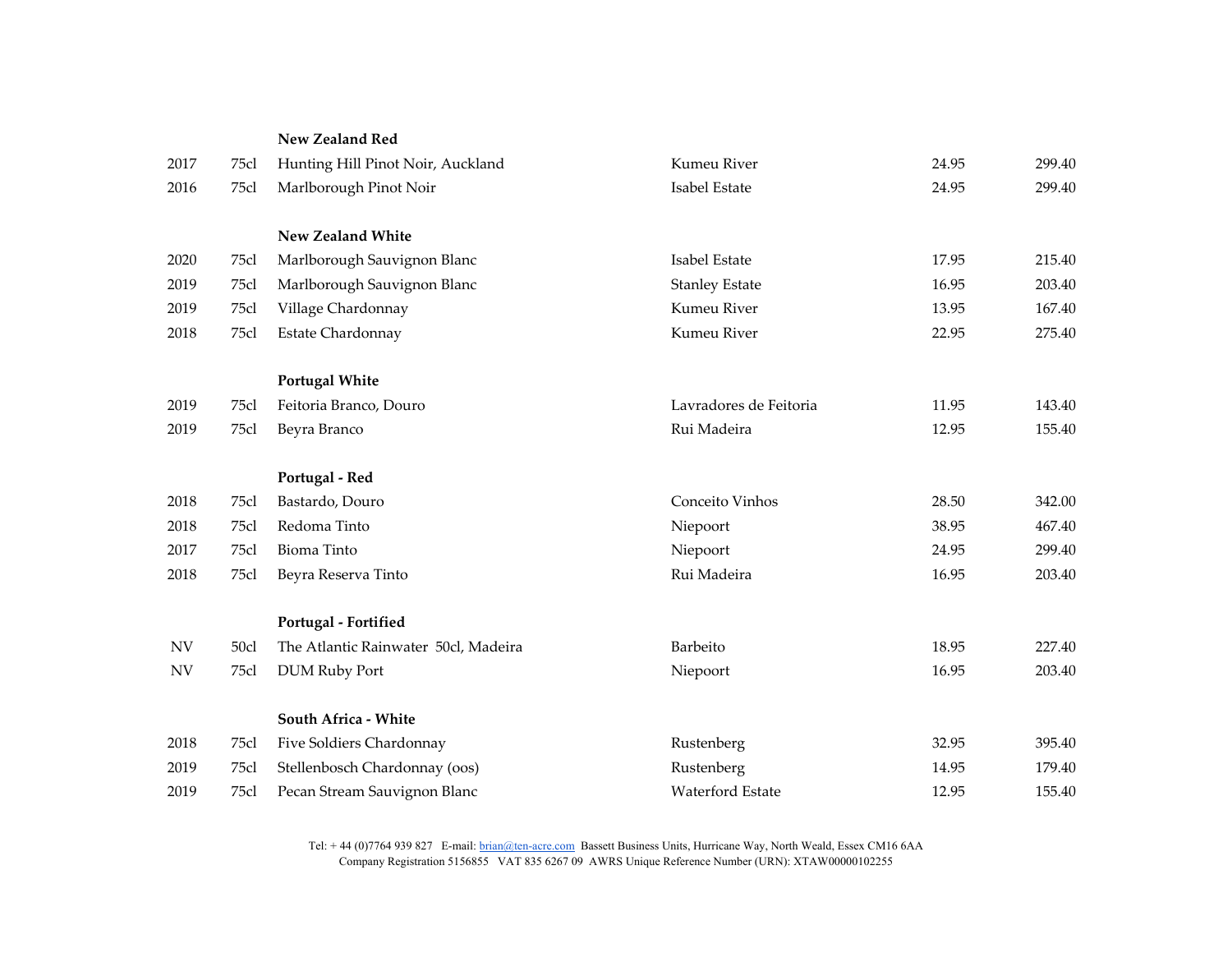| | | | | | |
|---|---|---|---|---|---|
| | | **New Zealand Red** | | | |
| 2017 | 75cl | Hunting Hill Pinot Noir, Auckland | Kumeu River | 24.95 | 299.40 |
| 2016 | 75cl | Marlborough Pinot Noir | Isabel Estate | 24.95 | 299.40 |
| | | **New Zealand White** | | | |
| 2020 | 75cl | Marlborough Sauvignon Blanc | Isabel Estate | 17.95 | 215.40 |
| 2019 | 75cl | Marlborough Sauvignon Blanc | Stanley Estate | 16.95 | 203.40 |
| 2019 | 75cl | Village Chardonnay | Kumeu River | 13.95 | 167.40 |
| 2018 | 75cl | Estate Chardonnay | Kumeu River | 22.95 | 275.40 |
| | | **Portugal White** | | | |
| 2019 | 75cl | Feitoria Branco, Douro | Lavradores de Feitoria | 11.95 | 143.40 |
| 2019 | 75cl | Beyra Branco | Rui Madeira | 12.95 | 155.40 |
| | | **Portugal - Red** | | | |
| 2018 | 75cl | Bastardo, Douro | Conceito Vinhos | 28.50 | 342.00 |
| 2018 | 75cl | Redoma Tinto | Niepoort | 38.95 | 467.40 |
| 2017 | 75cl | Bioma Tinto | Niepoort | 24.95 | 299.40 |
| 2018 | 75cl | Beyra Reserva Tinto | Rui Madeira | 16.95 | 203.40 |
| | | **Portugal - Fortified** | | | |
| NV | 50cl | The Atlantic Rainwater 50cl, Madeira | Barbeito | 18.95 | 227.40 |
| NV | 75cl | DUM Ruby Port | Niepoort | 16.95 | 203.40 |
| | | **South Africa - White** | | | |
| 2018 | 75cl | Five Soldiers Chardonnay | Rustenberg | 32.95 | 395.40 |
| 2019 | 75cl | Stellenbosch Chardonnay (oos) | Rustenberg | 14.95 | 179.40 |
| 2019 | 75cl | Pecan Stream Sauvignon Blanc | Waterford Estate | 12.95 | 155.40 |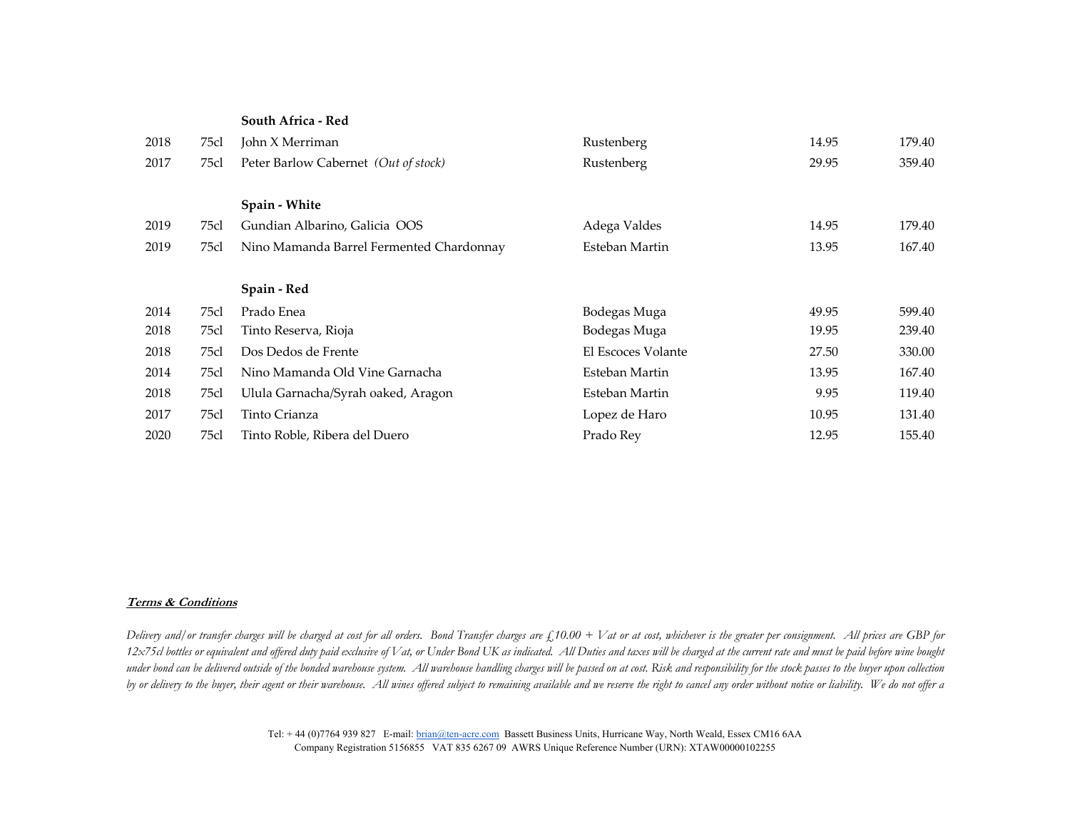| | | | | | |
|---|---|---|---|---|---|
| | | **South Africa - Red** | | | |
| 2018 | 75cl | John X Merriman | Rustenberg | 14.95 | 179.40 |
| 2017 | 75cl | Peter Barlow Cabernet *(Out of stock)* | Rustenberg | 29.95 | 359.40 |
| | | **Spain - White** | | | |
| 2019 | 75cl | Gundian Albarino, Galicia OOS | Adega Valdes | 14.95 | 179.40 |
| 2019 | 75cl | Nino Mamanda Barrel Fermented Chardonnay | Esteban Martin | 13.95 | 167.40 |
| | | **Spain - Red** | | | |
| 2014 | 75cl | Prado Enea | Bodegas Muga | 49.95 | 599.40 |
| 2018 | 75cl | Tinto Reserva, Rioja | Bodegas Muga | 19.95 | 239.40 |
| 2018 | 75cl | Dos Dedos de Frente | El Escoces Volante | 27.50 | 330.00 |
| 2014 | 75cl | Nino Mamanda Old Vine Garnacha | Esteban Martin | 13.95 | 167.40 |
| 2018 | 75cl | Ulula Garnacha/Syrah oaked, Aragon | Esteban Martin | 9.95 | 119.40 |
| 2017 | 75cl | Tinto Crianza | Lopez de Haro | 10.95 | 131.40 |
| 2020 | 75cl | Tinto Roble, Ribera del Duero | Prado Rey | 12.95 | 155.40 |

***Terms & Conditions***

*Delivery and/or transfer charges will be charged at cost for all orders. Bond Transfer charges are £10.00 + Vat or at cost, whichever is the greater per consignment. All prices are GBP for 12x75cl bottles or equivalent and offered duty paid exclusive of Vat, or Under Bond UK as indicated. All Duties and taxes will be charged at the current rate and must be paid before wine bought under bond can be delivered outside of the bonded warehouse system. All warehouse handling charges will be passed on at cost. Risk and responsibility for the stock passes to the buyer upon collection by or delivery to the buyer, their agent or their warehouse. All wines offered subject to remaining available and we reserve the right to cancel any order without notice or liability. We do not offer a*

Tel: + 44 (0)7764 939 827 E-mail: brian@ten-acre.com Bassett Business Units, Hurricane Way, North Weald, Essex CM16 6AA
Company Registration 5156855 VAT 835 6267 09 AWRS Unique Reference Number (URN): XTAW00000102255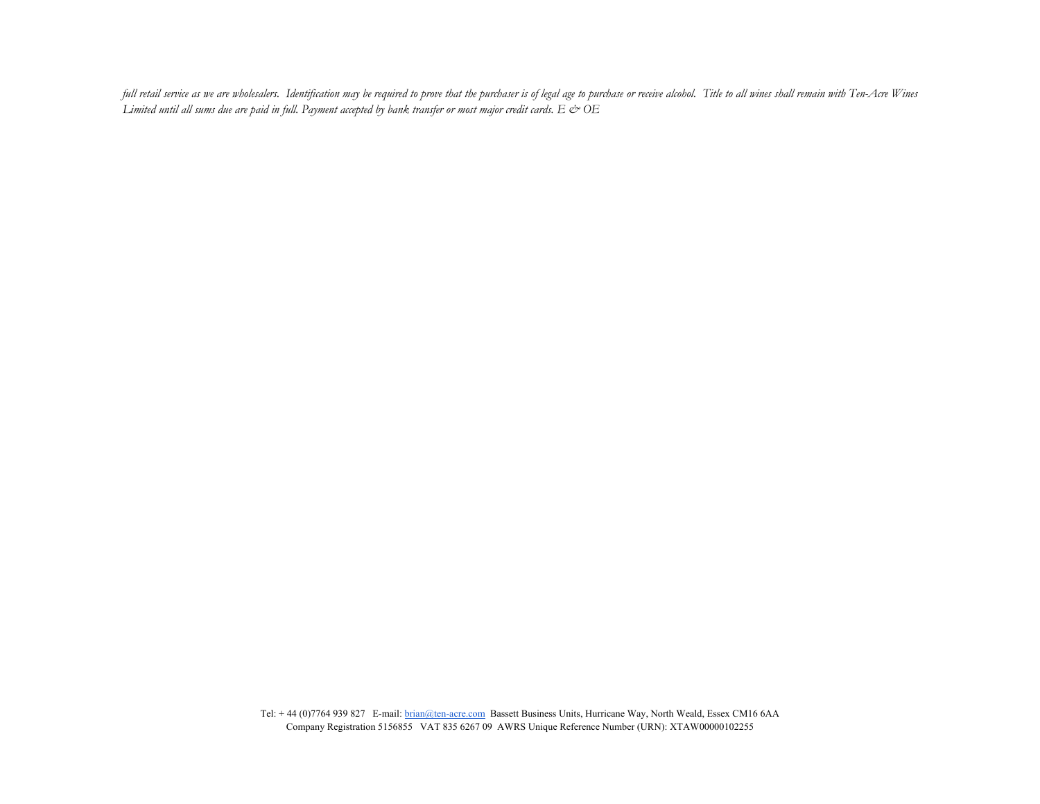*full retail service as we are wholesalers. Identification may be required to prove that the purchaser is of legal age to purchase or receive alcohol. Title to all wines shall remain with Ten-Acre Wines Limited until all sums due are paid in full. Payment accepted by bank transfer or most major credit cards. E & OE*